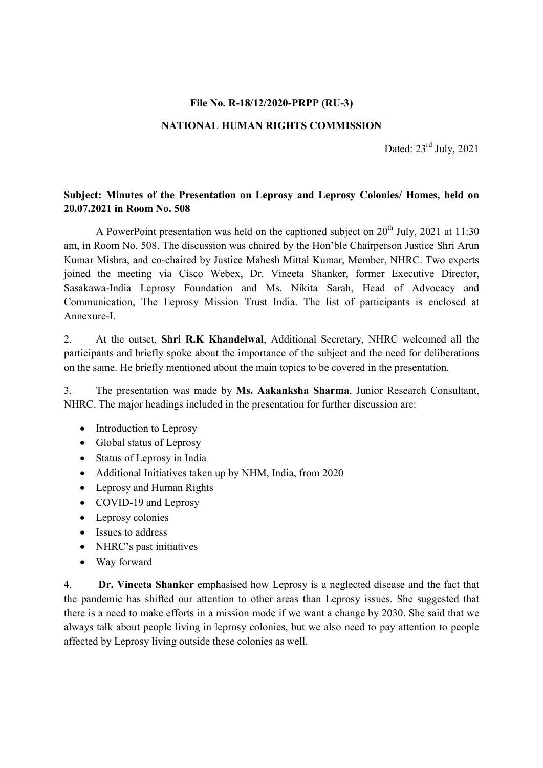**File No. R-18/12/2020-PRPP (RU-3)**

**NATIONAL HUMAN RIGHTS COMMISSION**

Dated: 23rd July, 2021

**Subject: Minutes of the Presentation on Leprosy and Leprosy Colonies/ Homes, held on 20.07.2021 in Room No. 508**

A PowerPoint presentation was held on the captioned subject on 20th July, 2021 at 11:30 am, in Room No. 508. The discussion was chaired by the Hon'ble Chairperson Justice Shri Arun Kumar Mishra, and co-chaired by Justice Mahesh Mittal Kumar, Member, NHRC. Two experts joined the meeting via Cisco Webex, Dr. Vineeta Shanker, former Executive Director, Sasakawa-India Leprosy Foundation and Ms. Nikita Sarah, Head of Advocacy and Communication, The Leprosy Mission Trust India. The list of participants is enclosed at Annexure-I.

2. At the outset, **Shri R.K Khandelwal**, Additional Secretary, NHRC welcomed all the participants and briefly spoke about the importance of the subject and the need for deliberations on the same. He briefly mentioned about the main topics to be covered in the presentation.

3. The presentation was made by **Ms. Aakanksha Sharma**, Junior Research Consultant, NHRC. The major headings included in the presentation for further discussion are:

- Introduction to Leprosy
- Global status of Leprosy
- Status of Leprosy in India
- Additional Initiatives taken up by NHM, India, from 2020
- Leprosy and Human Rights
- COVID-19 and Leprosy
- Leprosy colonies
- Issues to address
- NHRC's past initiatives
- Way forward

4. **Dr. Vineeta Shanker** emphasised how Leprosy is a neglected disease and the fact that the pandemic has shifted our attention to other areas than Leprosy issues. She suggested that there is a need to make efforts in a mission mode if we want a change by 2030. She said that we always talk about people living in leprosy colonies, but we also need to pay attention to people affected by Leprosy living outside these colonies as well.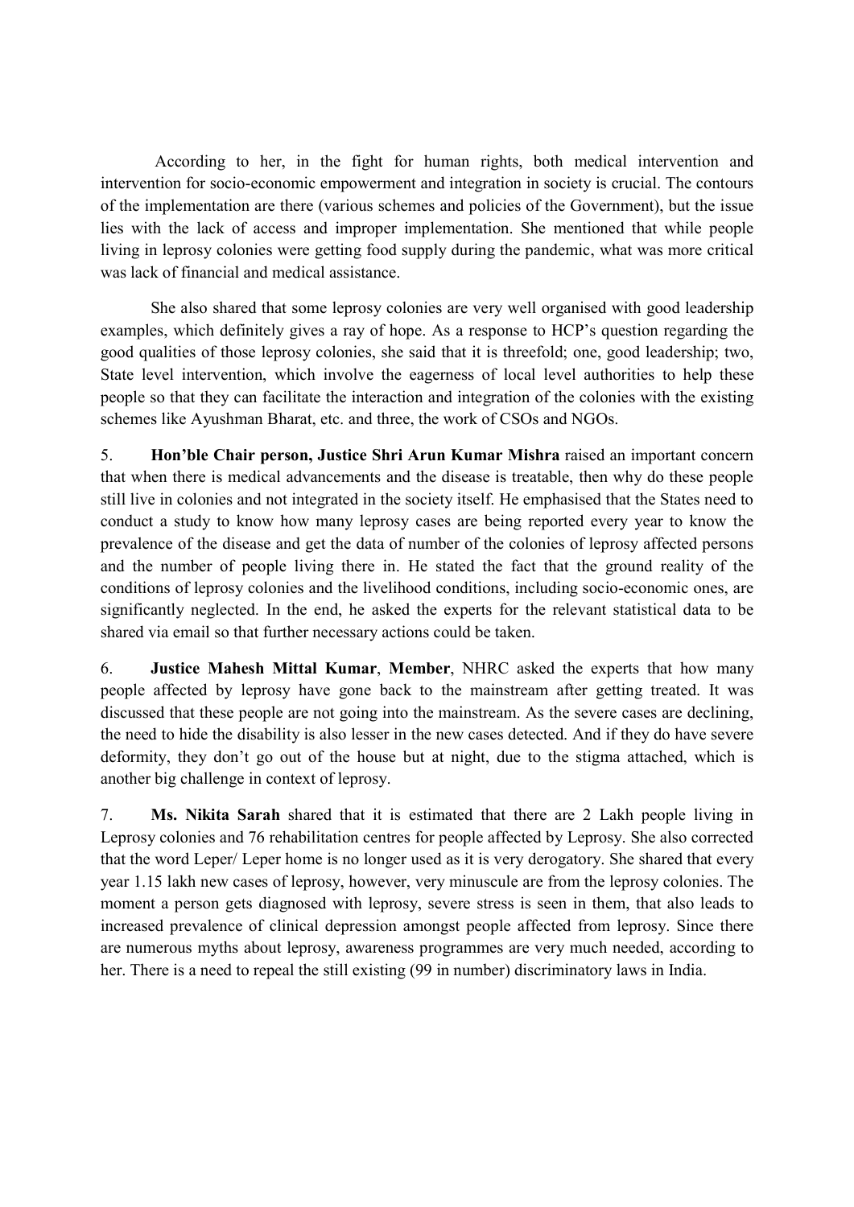According to her, in the fight for human rights, both medical intervention and intervention for socio-economic empowerment and integration in society is crucial. The contours of the implementation are there (various schemes and policies of the Government), but the issue lies with the lack of access and improper implementation. She mentioned that while people living in leprosy colonies were getting food supply during the pandemic, what was more critical was lack of financial and medical assistance.

She also shared that some leprosy colonies are very well organised with good leadership examples, which definitely gives a ray of hope. As a response to HCP's question regarding the good qualities of those leprosy colonies, she said that it is threefold; one, good leadership; two, State level intervention, which involve the eagerness of local level authorities to help these people so that they can facilitate the interaction and integration of the colonies with the existing schemes like Ayushman Bharat, etc. and three, the work of CSOs and NGOs.

5. **Hon'ble Chair person, Justice Shri Arun Kumar Mishra** raised an important concern that when there is medical advancements and the disease is treatable, then why do these people still live in colonies and not integrated in the society itself. He emphasised that the States need to conduct a study to know how many leprosy cases are being reported every year to know the prevalence of the disease and get the data of number of the colonies of leprosy affected persons and the number of people living there in. He stated the fact that the ground reality of the conditions of leprosy colonies and the livelihood conditions, including socio-economic ones, are significantly neglected. In the end, he asked the experts for the relevant statistical data to be shared via email so that further necessary actions could be taken.

6. **Justice Mahesh Mittal Kumar**, **Member**, NHRC asked the experts that how many people affected by leprosy have gone back to the mainstream after getting treated. It was discussed that these people are not going into the mainstream. As the severe cases are declining, the need to hide the disability is also lesser in the new cases detected. And if they do have severe deformity, they don't go out of the house but at night, due to the stigma attached, which is another big challenge in context of leprosy.

7. **Ms. Nikita Sarah** shared that it is estimated that there are 2 Lakh people living in Leprosy colonies and 76 rehabilitation centres for people affected by Leprosy. She also corrected that the word Leper/ Leper home is no longer used as it is very derogatory. She shared that every year 1.15 lakh new cases of leprosy, however, very minuscule are from the leprosy colonies. The moment a person gets diagnosed with leprosy, severe stress is seen in them, that also leads to increased prevalence of clinical depression amongst people affected from leprosy. Since there are numerous myths about leprosy, awareness programmes are very much needed, according to her. There is a need to repeal the still existing (99 in number) discriminatory laws in India.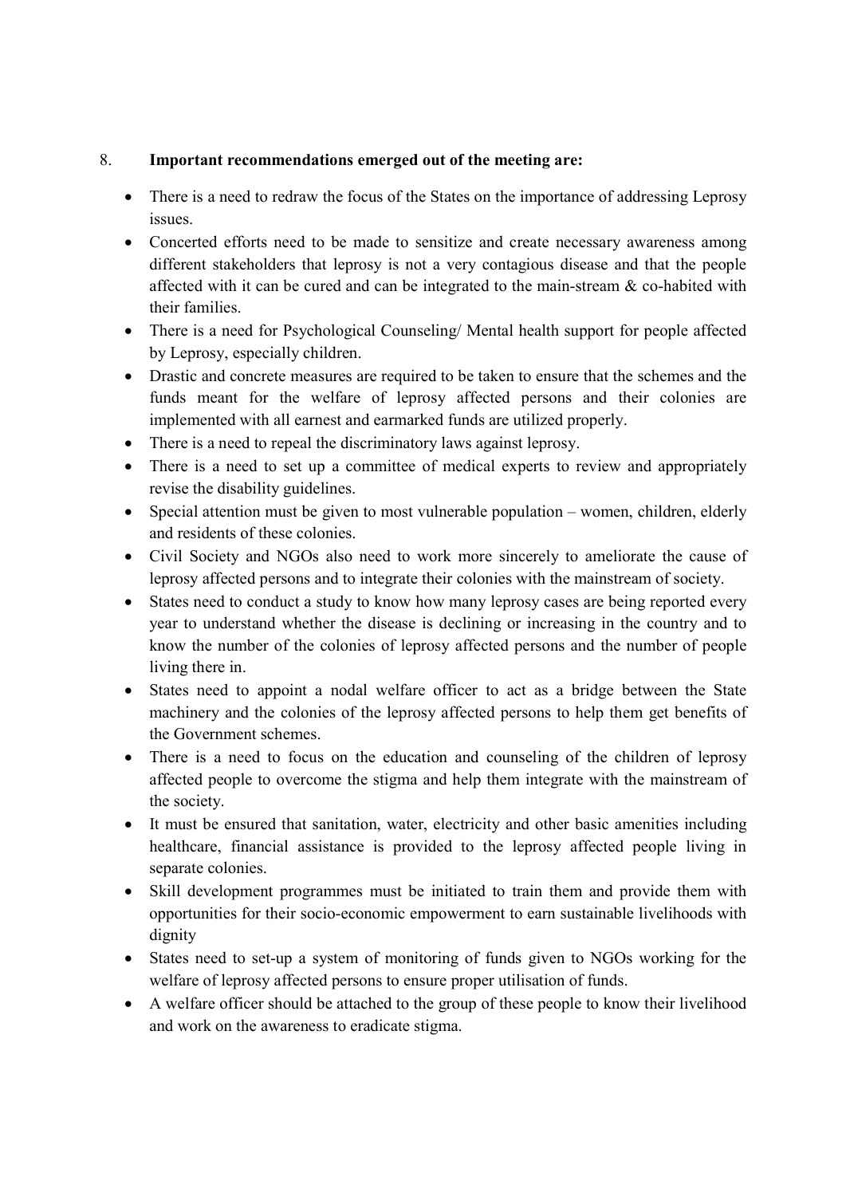8. **Important recommendations emerged out of the meeting are:**

- There is a need to redraw the focus of the States on the importance of addressing Leprosy issues.
- Concerted efforts need to be made to sensitize and create necessary awareness among different stakeholders that leprosy is not a very contagious disease and that the people affected with it can be cured and can be integrated to the main-stream & co-habited with their families.
- There is a need for Psychological Counseling/ Mental health support for people affected by Leprosy, especially children.
- Drastic and concrete measures are required to be taken to ensure that the schemes and the funds meant for the welfare of leprosy affected persons and their colonies are implemented with all earnest and earmarked funds are utilized properly.
- There is a need to repeal the discriminatory laws against leprosy.
- There is a need to set up a committee of medical experts to review and appropriately revise the disability guidelines.
- Special attention must be given to most vulnerable population – women, children, elderly and residents of these colonies.
- Civil Society and NGOs also need to work more sincerely to ameliorate the cause of leprosy affected persons and to integrate their colonies with the mainstream of society.
- States need to conduct a study to know how many leprosy cases are being reported every year to understand whether the disease is declining or increasing in the country and to know the number of the colonies of leprosy affected persons and the number of people living there in.
- States need to appoint a nodal welfare officer to act as a bridge between the State machinery and the colonies of the leprosy affected persons to help them get benefits of the Government schemes.
- There is a need to focus on the education and counseling of the children of leprosy affected people to overcome the stigma and help them integrate with the mainstream of the society.
- It must be ensured that sanitation, water, electricity and other basic amenities including healthcare, financial assistance is provided to the leprosy affected people living in separate colonies.
- Skill development programmes must be initiated to train them and provide them with opportunities for their socio-economic empowerment to earn sustainable livelihoods with dignity
- States need to set-up a system of monitoring of funds given to NGOs working for the welfare of leprosy affected persons to ensure proper utilisation of funds.
- A welfare officer should be attached to the group of these people to know their livelihood and work on the awareness to eradicate stigma.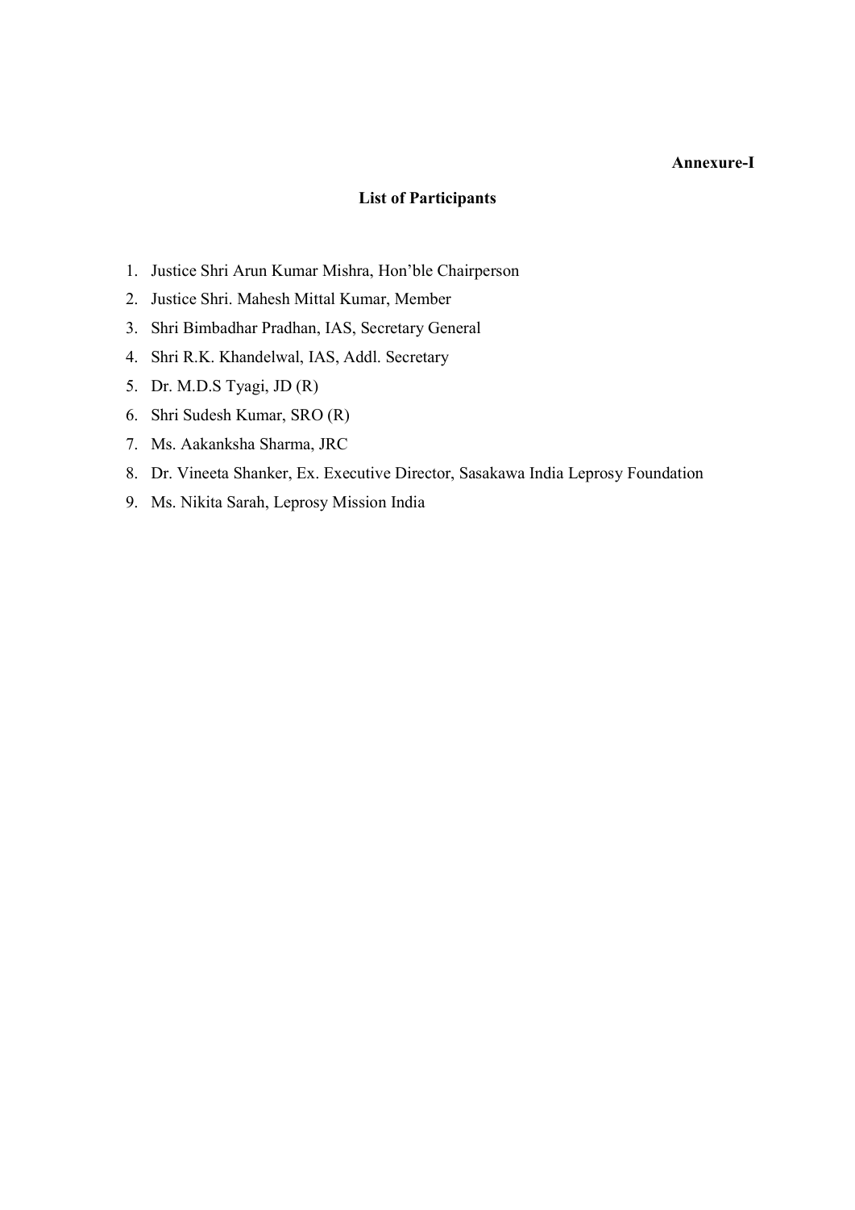**Annexure-I**

## List of Participants

1. Justice Shri Arun Kumar Mishra, Hon'ble Chairperson
2. Justice Shri. Mahesh Mittal Kumar, Member
3. Shri Bimbadhar Pradhan, IAS, Secretary General
4. Shri R.K. Khandelwal, IAS, Addl. Secretary
5. Dr. M.D.S Tyagi, JD (R)
6. Shri Sudesh Kumar, SRO (R)
7. Ms. Aakanksha Sharma, JRC
8. Dr. Vineeta Shanker, Ex. Executive Director, Sasakawa India Leprosy Foundation
9. Ms. Nikita Sarah, Leprosy Mission India